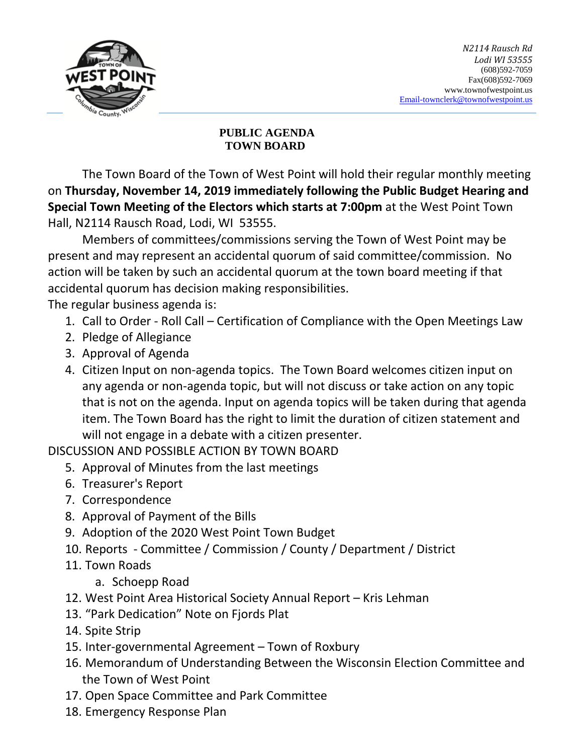*N2114 Rausch Rd*
*Lodi WI 53555*
(608)592-7059
Fax(608)592-7069
www.townofwestpoint.us
Email-townclerk@townofwestpoint.us

**PUBLIC AGENDA**
**TOWN BOARD**

The Town Board of the Town of West Point will hold their regular monthly meeting on **Thursday, November 14, 2019 immediately following the Public Budget Hearing and Special Town Meeting of the Electors which starts at 7:00pm** at the West Point Town Hall, N2114 Rausch Road, Lodi, WI 53555.

Members of committees/commissions serving the Town of West Point may be present and may represent an accidental quorum of said committee/commission. No action will be taken by such an accidental quorum at the town board meeting if that accidental quorum has decision making responsibilities.

The regular business agenda is:

1. Call to Order - Roll Call – Certification of Compliance with the Open Meetings Law
2. Pledge of Allegiance
3. Approval of Agenda
4. Citizen Input on non-agenda topics. The Town Board welcomes citizen input on any agenda or non-agenda topic, but will not discuss or take action on any topic that is not on the agenda. Input on agenda topics will be taken during that agenda item. The Town Board has the right to limit the duration of citizen statement and will not engage in a debate with a citizen presenter.

DISCUSSION AND POSSIBLE ACTION BY TOWN BOARD

5. Approval of Minutes from the last meetings
6. Treasurer's Report
7. Correspondence
8. Approval of Payment of the Bills
9. Adoption of the 2020 West Point Town Budget
10. Reports - Committee / Commission / County / Department / District
11. Town Roads
    a. Schoepp Road
12. West Point Area Historical Society Annual Report – Kris Lehman
13. "Park Dedication" Note on Fjords Plat
14. Spite Strip
15. Inter-governmental Agreement – Town of Roxbury
16. Memorandum of Understanding Between the Wisconsin Election Committee and the Town of West Point
17. Open Space Committee and Park Committee
18. Emergency Response Plan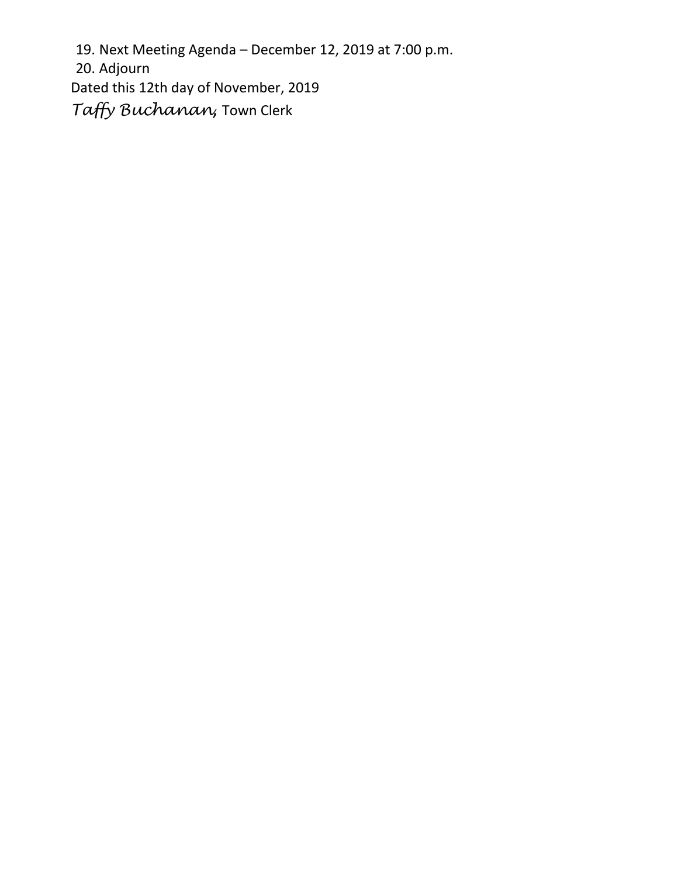19. Next Meeting Agenda – December 12, 2019 at 7:00 p.m.
20. Adjourn

Dated this 12th day of November, 2019

*Taffy Buchanan*, Town Clerk